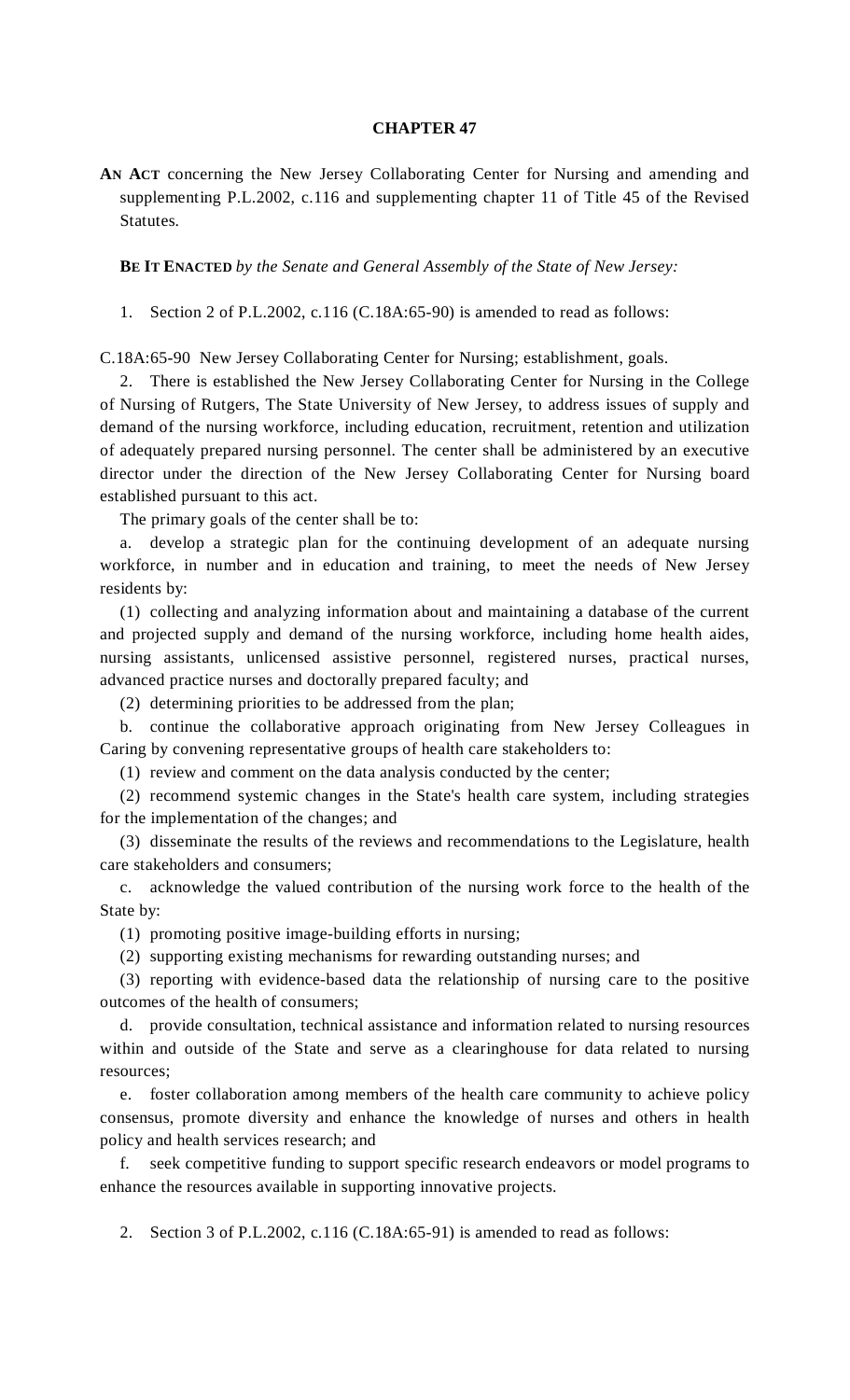# CHAPTER 47

**AN ACT** concerning the New Jersey Collaborating Center for Nursing and amending and supplementing P.L.2002, c.116 and supplementing chapter 11 of Title 45 of the Revised Statutes.

**BE IT ENACTED** *by the Senate and General Assembly of the State of New Jersey:*

1. Section 2 of P.L.2002, c.116 (C.18A:65-90) is amended to read as follows:

C.18A:65-90 New Jersey Collaborating Center for Nursing; establishment, goals.

2. There is established the New Jersey Collaborating Center for Nursing in the College of Nursing of Rutgers, The State University of New Jersey, to address issues of supply and demand of the nursing workforce, including education, recruitment, retention and utilization of adequately prepared nursing personnel. The center shall be administered by an executive director under the direction of the New Jersey Collaborating Center for Nursing board established pursuant to this act.

The primary goals of the center shall be to:

a. develop a strategic plan for the continuing development of an adequate nursing workforce, in number and in education and training, to meet the needs of New Jersey residents by:

(1) collecting and analyzing information about and maintaining a database of the current and projected supply and demand of the nursing workforce, including home health aides, nursing assistants, unlicensed assistive personnel, registered nurses, practical nurses, advanced practice nurses and doctorally prepared faculty; and

(2) determining priorities to be addressed from the plan;

b. continue the collaborative approach originating from New Jersey Colleagues in Caring by convening representative groups of health care stakeholders to:

(1) review and comment on the data analysis conducted by the center;

(2) recommend systemic changes in the State's health care system, including strategies for the implementation of the changes; and

(3) disseminate the results of the reviews and recommendations to the Legislature, health care stakeholders and consumers;

c. acknowledge the valued contribution of the nursing work force to the health of the State by:

(1) promoting positive image-building efforts in nursing;

(2) supporting existing mechanisms for rewarding outstanding nurses; and

(3) reporting with evidence-based data the relationship of nursing care to the positive outcomes of the health of consumers;

d. provide consultation, technical assistance and information related to nursing resources within and outside of the State and serve as a clearinghouse for data related to nursing resources;

e. foster collaboration among members of the health care community to achieve policy consensus, promote diversity and enhance the knowledge of nurses and others in health policy and health services research; and

f. seek competitive funding to support specific research endeavors or model programs to enhance the resources available in supporting innovative projects.

2. Section 3 of P.L.2002, c.116 (C.18A:65-91) is amended to read as follows: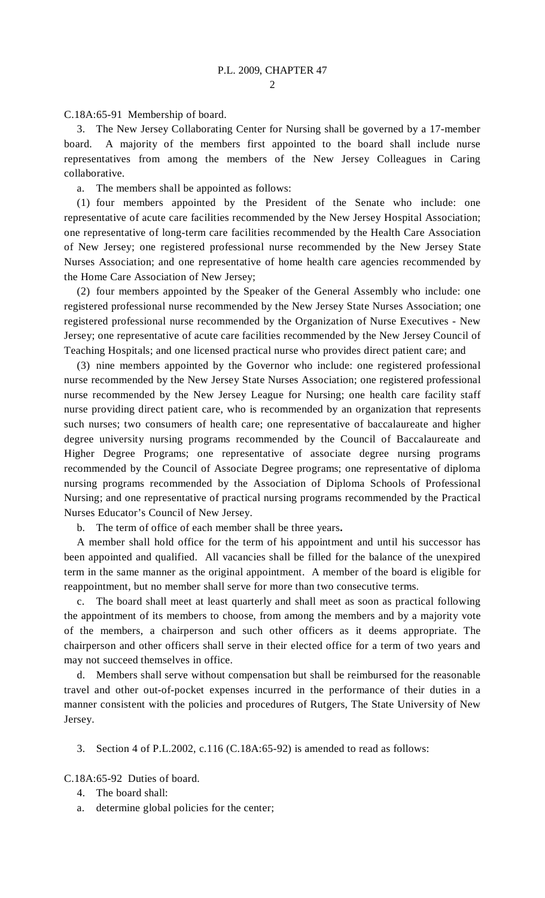C.18A:65-91 Membership of board.

3. The New Jersey Collaborating Center for Nursing shall be governed by a 17-member board. A majority of the members first appointed to the board shall include nurse representatives from among the members of the New Jersey Colleagues in Caring collaborative.

a. The members shall be appointed as follows:

(1) four members appointed by the President of the Senate who include: one representative of acute care facilities recommended by the New Jersey Hospital Association; one representative of long-term care facilities recommended by the Health Care Association of New Jersey; one registered professional nurse recommended by the New Jersey State Nurses Association; and one representative of home health care agencies recommended by the Home Care Association of New Jersey;

(2) four members appointed by the Speaker of the General Assembly who include: one registered professional nurse recommended by the New Jersey State Nurses Association; one registered professional nurse recommended by the Organization of Nurse Executives - New Jersey; one representative of acute care facilities recommended by the New Jersey Council of Teaching Hospitals; and one licensed practical nurse who provides direct patient care; and

(3) nine members appointed by the Governor who include: one registered professional nurse recommended by the New Jersey State Nurses Association; one registered professional nurse recommended by the New Jersey League for Nursing; one health care facility staff nurse providing direct patient care, who is recommended by an organization that represents such nurses; two consumers of health care; one representative of baccalaureate and higher degree university nursing programs recommended by the Council of Baccalaureate and Higher Degree Programs; one representative of associate degree nursing programs recommended by the Council of Associate Degree programs; one representative of diploma nursing programs recommended by the Association of Diploma Schools of Professional Nursing; and one representative of practical nursing programs recommended by the Practical Nurses Educator's Council of New Jersey.

b. The term of office of each member shall be three years**.**

A member shall hold office for the term of his appointment and until his successor has been appointed and qualified. All vacancies shall be filled for the balance of the unexpired term in the same manner as the original appointment. A member of the board is eligible for reappointment, but no member shall serve for more than two consecutive terms.

c. The board shall meet at least quarterly and shall meet as soon as practical following the appointment of its members to choose, from among the members and by a majority vote of the members, a chairperson and such other officers as it deems appropriate. The chairperson and other officers shall serve in their elected office for a term of two years and may not succeed themselves in office.

d. Members shall serve without compensation but shall be reimbursed for the reasonable travel and other out-of-pocket expenses incurred in the performance of their duties in a manner consistent with the policies and procedures of Rutgers, The State University of New Jersey.

3. Section 4 of P.L.2002, c.116 (C.18A:65-92) is amended to read as follows:

C.18A:65-92 Duties of board.

4. The board shall:

a. determine global policies for the center;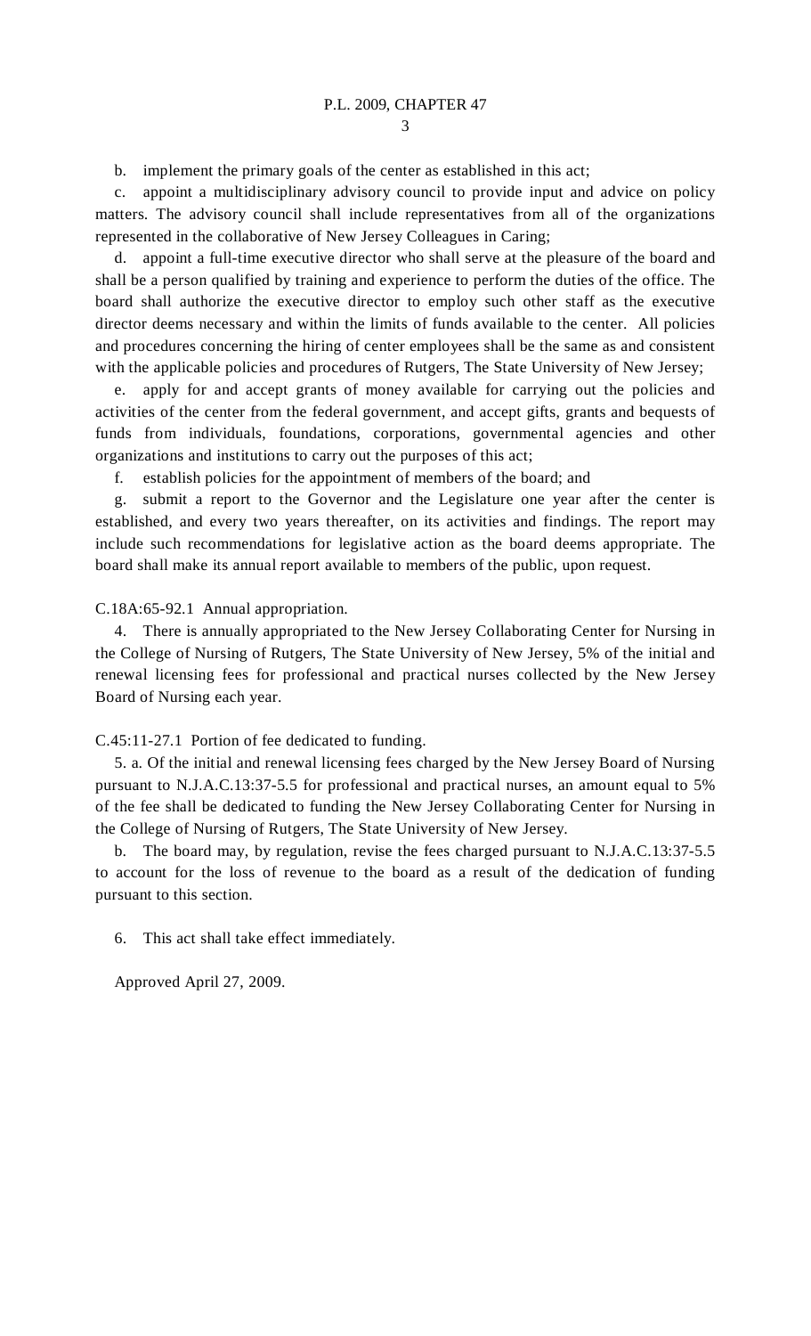b. implement the primary goals of the center as established in this act;

c. appoint a multidisciplinary advisory council to provide input and advice on policy matters. The advisory council shall include representatives from all of the organizations represented in the collaborative of New Jersey Colleagues in Caring;

d. appoint a full-time executive director who shall serve at the pleasure of the board and shall be a person qualified by training and experience to perform the duties of the office. The board shall authorize the executive director to employ such other staff as the executive director deems necessary and within the limits of funds available to the center. All policies and procedures concerning the hiring of center employees shall be the same as and consistent with the applicable policies and procedures of Rutgers, The State University of New Jersey;

e. apply for and accept grants of money available for carrying out the policies and activities of the center from the federal government, and accept gifts, grants and bequests of funds from individuals, foundations, corporations, governmental agencies and other organizations and institutions to carry out the purposes of this act;

f. establish policies for the appointment of members of the board; and

g. submit a report to the Governor and the Legislature one year after the center is established, and every two years thereafter, on its activities and findings. The report may include such recommendations for legislative action as the board deems appropriate. The board shall make its annual report available to members of the public, upon request.

C.18A:65-92.1 Annual appropriation.

4. There is annually appropriated to the New Jersey Collaborating Center for Nursing in the College of Nursing of Rutgers, The State University of New Jersey, 5% of the initial and renewal licensing fees for professional and practical nurses collected by the New Jersey Board of Nursing each year.

C.45:11-27.1 Portion of fee dedicated to funding.

5. a. Of the initial and renewal licensing fees charged by the New Jersey Board of Nursing pursuant to N.J.A.C.13:37-5.5 for professional and practical nurses, an amount equal to 5% of the fee shall be dedicated to funding the New Jersey Collaborating Center for Nursing in the College of Nursing of Rutgers, The State University of New Jersey.

b. The board may, by regulation, revise the fees charged pursuant to N.J.A.C.13:37-5.5 to account for the loss of revenue to the board as a result of the dedication of funding pursuant to this section.

6. This act shall take effect immediately.

Approved April 27, 2009.